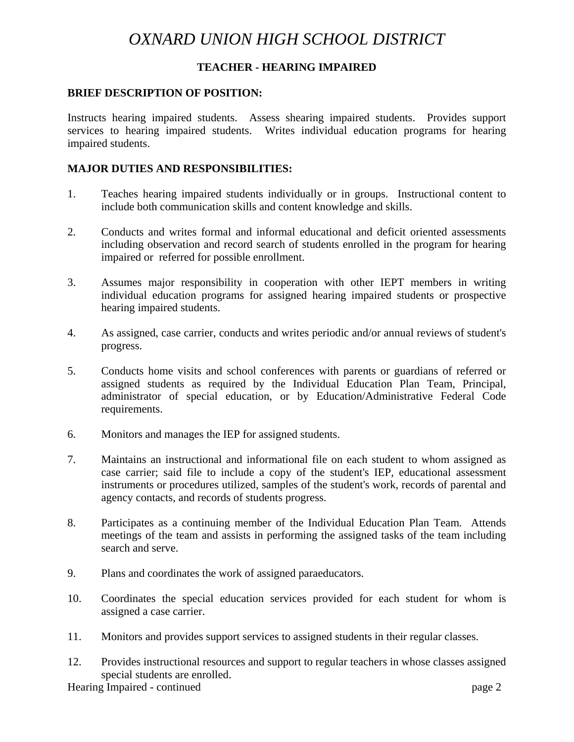# *OXNARD UNION HIGH SCHOOL DISTRICT*

**TEACHER - HEARING IMPAIRED**

**BRIEF DESCRIPTION OF POSITION:**

Instructs hearing impaired students. Assess shearing impaired students. Provides support services to hearing impaired students. Writes individual education programs for hearing impaired students.

**MAJOR DUTIES AND RESPONSIBILITIES:**

1. Teaches hearing impaired students individually or in groups. Instructional content to include both communication skills and content knowledge and skills.

2. Conducts and writes formal and informal educational and deficit oriented assessments including observation and record search of students enrolled in the program for hearing impaired or referred for possible enrollment.

3. Assumes major responsibility in cooperation with other IEPT members in writing individual education programs for assigned hearing impaired students or prospective hearing impaired students.

4. As assigned, case carrier, conducts and writes periodic and/or annual reviews of student's progress.

5. Conducts home visits and school conferences with parents or guardians of referred or assigned students as required by the Individual Education Plan Team, Principal, administrator of special education, or by Education/Administrative Federal Code requirements.

6. Monitors and manages the IEP for assigned students.

7. Maintains an instructional and informational file on each student to whom assigned as case carrier; said file to include a copy of the student's IEP, educational assessment instruments or procedures utilized, samples of the student's work, records of parental and agency contacts, and records of students progress.

8. Participates as a continuing member of the Individual Education Plan Team. Attends meetings of the team and assists in performing the assigned tasks of the team including search and serve.

9. Plans and coordinates the work of assigned paraeducators.

10. Coordinates the special education services provided for each student for whom is assigned a case carrier.

11. Monitors and provides support services to assigned students in their regular classes.

12. Provides instructional resources and support to regular teachers in whose classes assigned special students are enrolled.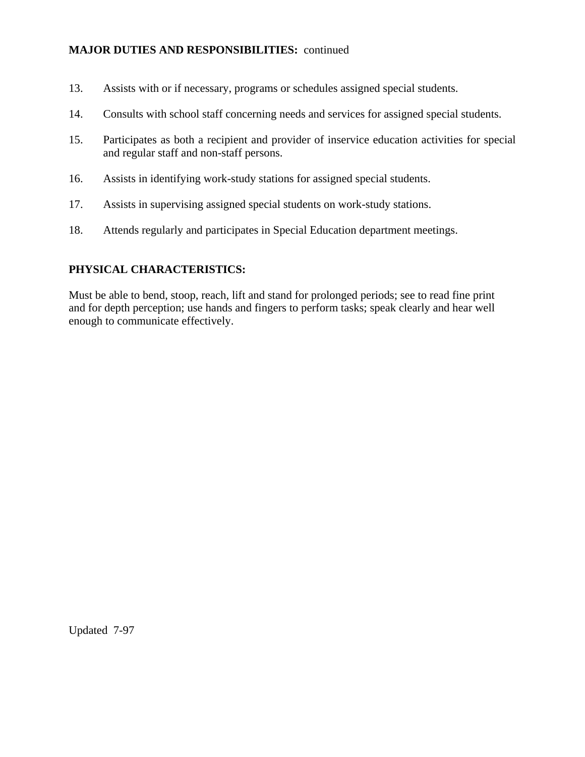**MAJOR DUTIES AND RESPONSIBILITIES:** continued

13. Assists with or if necessary, programs or schedules assigned special students.

14. Consults with school staff concerning needs and services for assigned special students.

15. Participates as both a recipient and provider of inservice education activities for special and regular staff and non-staff persons.

16. Assists in identifying work-study stations for assigned special students.

17. Assists in supervising assigned special students on work-study stations.

18. Attends regularly and participates in Special Education department meetings.

**PHYSICAL CHARACTERISTICS:**

Must be able to bend, stoop, reach, lift and stand for prolonged periods; see to read fine print and for depth perception; use hands and fingers to perform tasks; speak clearly and hear well enough to communicate effectively.

Updated 7-97